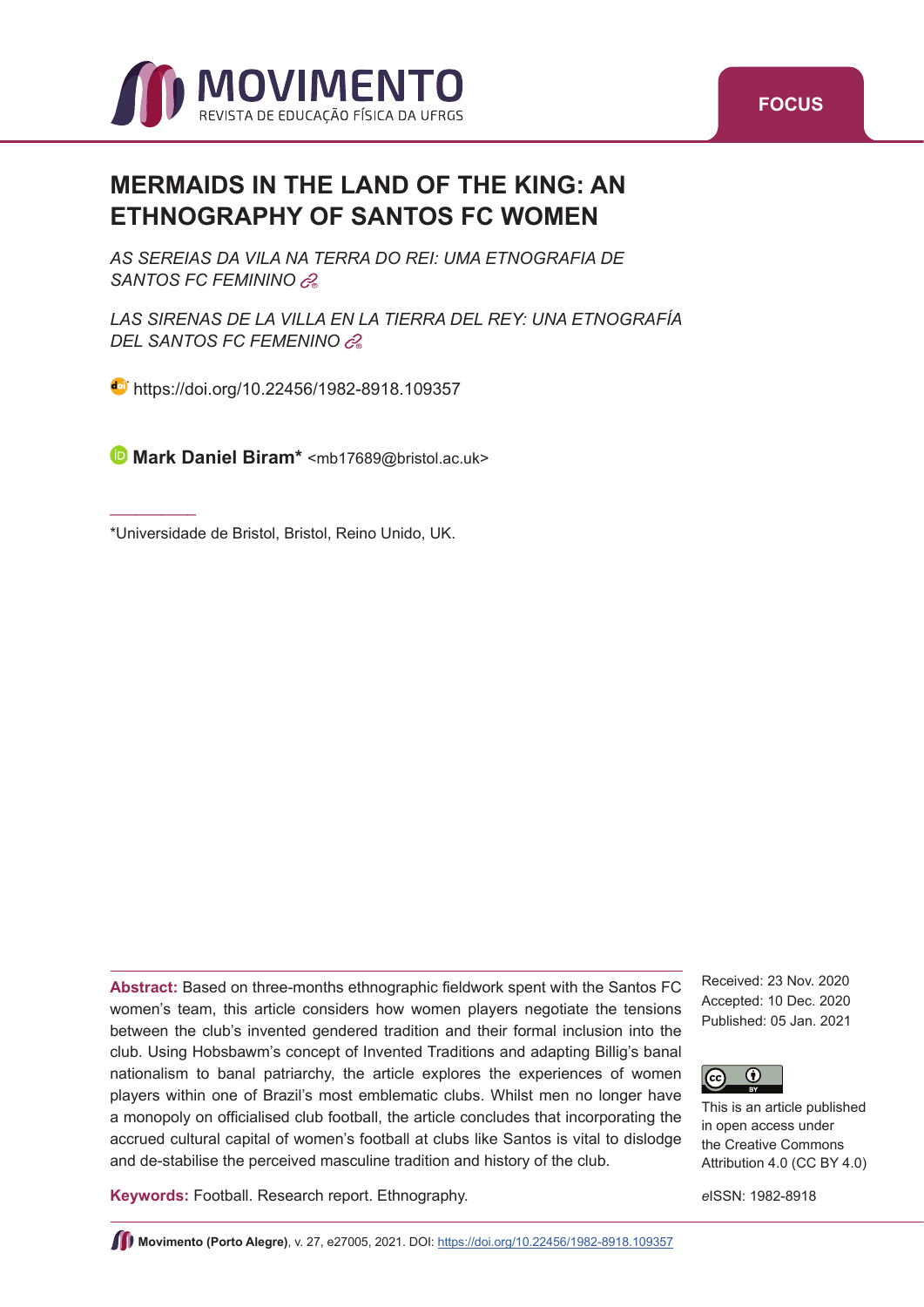# MERMAIDS IN THE LAND OF THE KING: AN ETHNOGRAPHY OF SANTOS FC WOMEN

*AS SEREIAS DA VILA NA TERRA DO REI: UMA ETNOGRAFIA DE SANTOS FC FEMININO*

*LAS SIRENAS DE LA VILLA EN LA TIERRA DEL REY: UNA ETNOGRAFÍA DEL SANTOS FC FEMENINO*

https://doi.org/10.22456/1982-8918.109357

**Mark Daniel Biram*** <mb17689@bristol.ac.uk>

*Universidade de Bristol, Bristol, Reino Unido, UK.

**Abstract:** Based on three-months ethnographic fieldwork spent with the Santos FC women's team, this article considers how women players negotiate the tensions between the club's invented gendered tradition and their formal inclusion into the club. Using Hobsbawm's concept of Invented Traditions and adapting Billig's banal nationalism to banal patriarchy, the article explores the experiences of women players within one of Brazil's most emblematic clubs. Whilst men no longer have a monopoly on officialised club football, the article concludes that incorporating the accrued cultural capital of women's football at clubs like Santos is vital to dislodge and de-stabilise the perceived masculine tradition and history of the club.

**Keywords:** Football. Research report. Ethnography.

Received: 23 Nov. 2020
Accepted: 10 Dec. 2020
Published: 05 Jan. 2021

This is an article published in open access under the Creative Commons Attribution 4.0 (CC BY 4.0)

*e*ISSN: 1982-8918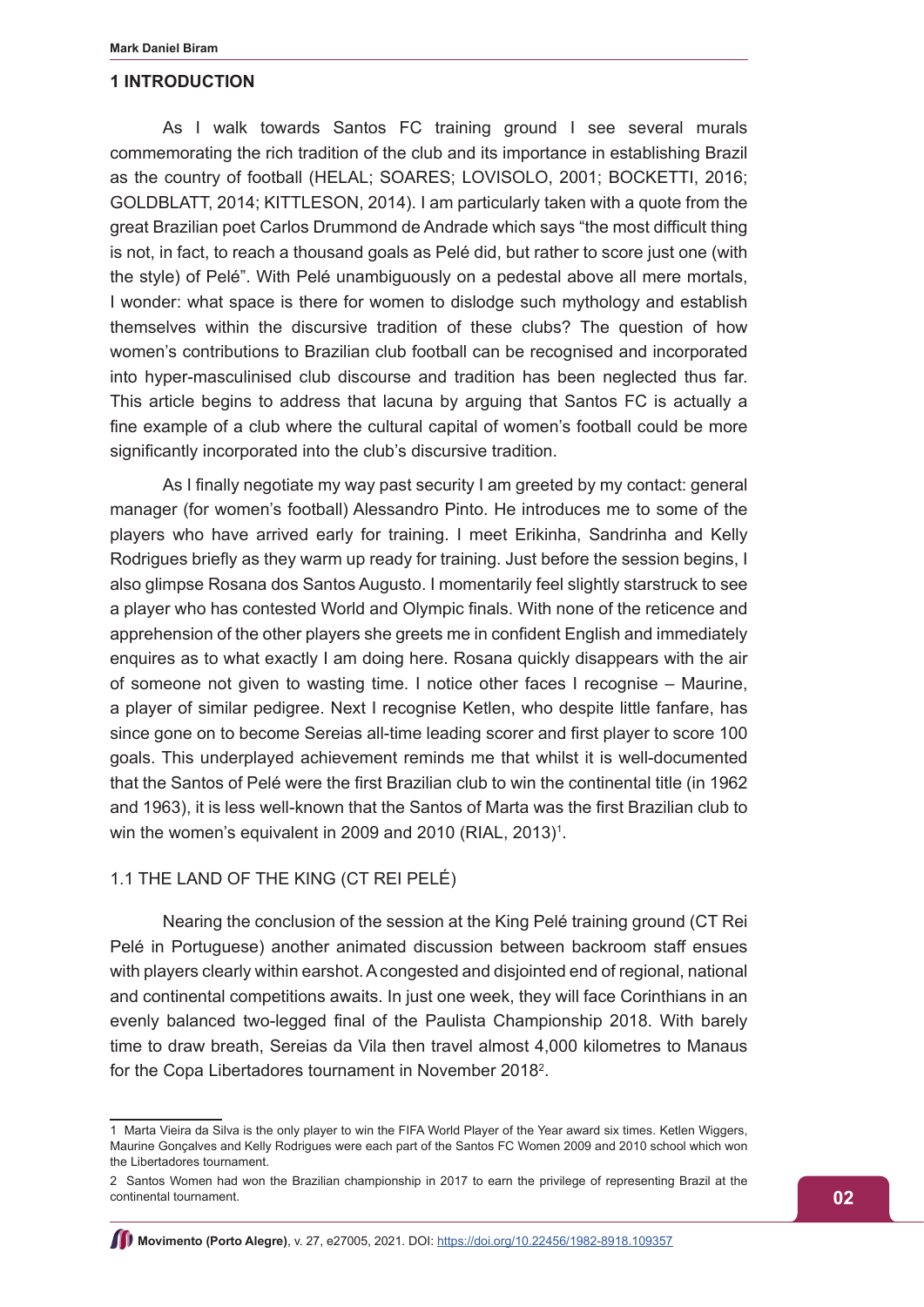## 1 INTRODUCTION

As I walk towards Santos FC training ground I see several murals commemorating the rich tradition of the club and its importance in establishing Brazil as the country of football (HELAL; SOARES; LOVISOLO, 2001; BOCKETTI, 2016; GOLDBLATT, 2014; KITTLESON, 2014). I am particularly taken with a quote from the great Brazilian poet Carlos Drummond de Andrade which says "the most difficult thing is not, in fact, to reach a thousand goals as Pelé did, but rather to score just one (with the style) of Pelé". With Pelé unambiguously on a pedestal above all mere mortals, I wonder: what space is there for women to dislodge such mythology and establish themselves within the discursive tradition of these clubs? The question of how women's contributions to Brazilian club football can be recognised and incorporated into hyper-masculinised club discourse and tradition has been neglected thus far. This article begins to address that lacuna by arguing that Santos FC is actually a fine example of a club where the cultural capital of women's football could be more significantly incorporated into the club's discursive tradition.

As I finally negotiate my way past security I am greeted by my contact: general manager (for women's football) Alessandro Pinto. He introduces me to some of the players who have arrived early for training. I meet Erikinha, Sandrinha and Kelly Rodrigues briefly as they warm up ready for training. Just before the session begins, I also glimpse Rosana dos Santos Augusto. I momentarily feel slightly starstruck to see a player who has contested World and Olympic finals. With none of the reticence and apprehension of the other players she greets me in confident English and immediately enquires as to what exactly I am doing here. Rosana quickly disappears with the air of someone not given to wasting time. I notice other faces I recognise – Maurine, a player of similar pedigree. Next I recognise Ketlen, who despite little fanfare, has since gone on to become Sereias all-time leading scorer and first player to score 100 goals. This underplayed achievement reminds me that whilst it is well-documented that the Santos of Pelé were the first Brazilian club to win the continental title (in 1962 and 1963), it is less well-known that the Santos of Marta was the first Brazilian club to win the women's equivalent in 2009 and 2010 (RIAL, 2013)[1].

### 1.1 THE LAND OF THE KING (CT REI PELÉ)

Nearing the conclusion of the session at the King Pelé training ground (CT Rei Pelé in Portuguese) another animated discussion between backroom staff ensues with players clearly within earshot. A congested and disjointed end of regional, national and continental competitions awaits. In just one week, they will face Corinthians in an evenly balanced two-legged final of the Paulista Championship 2018. With barely time to draw breath, Sereias da Vila then travel almost 4,000 kilometres to Manaus for the Copa Libertadores tournament in November 2018[2].

---

[1] Marta Vieira da Silva is the only player to win the FIFA World Player of the Year award six times. Ketlen Wiggers, Maurine Gonçalves and Kelly Rodrigues were each part of the Santos FC Women 2009 and 2010 school which won the Libertadores tournament.

[2] Santos Women had won the Brazilian championship in 2017 to earn the privilege of representing Brazil at the continental tournament.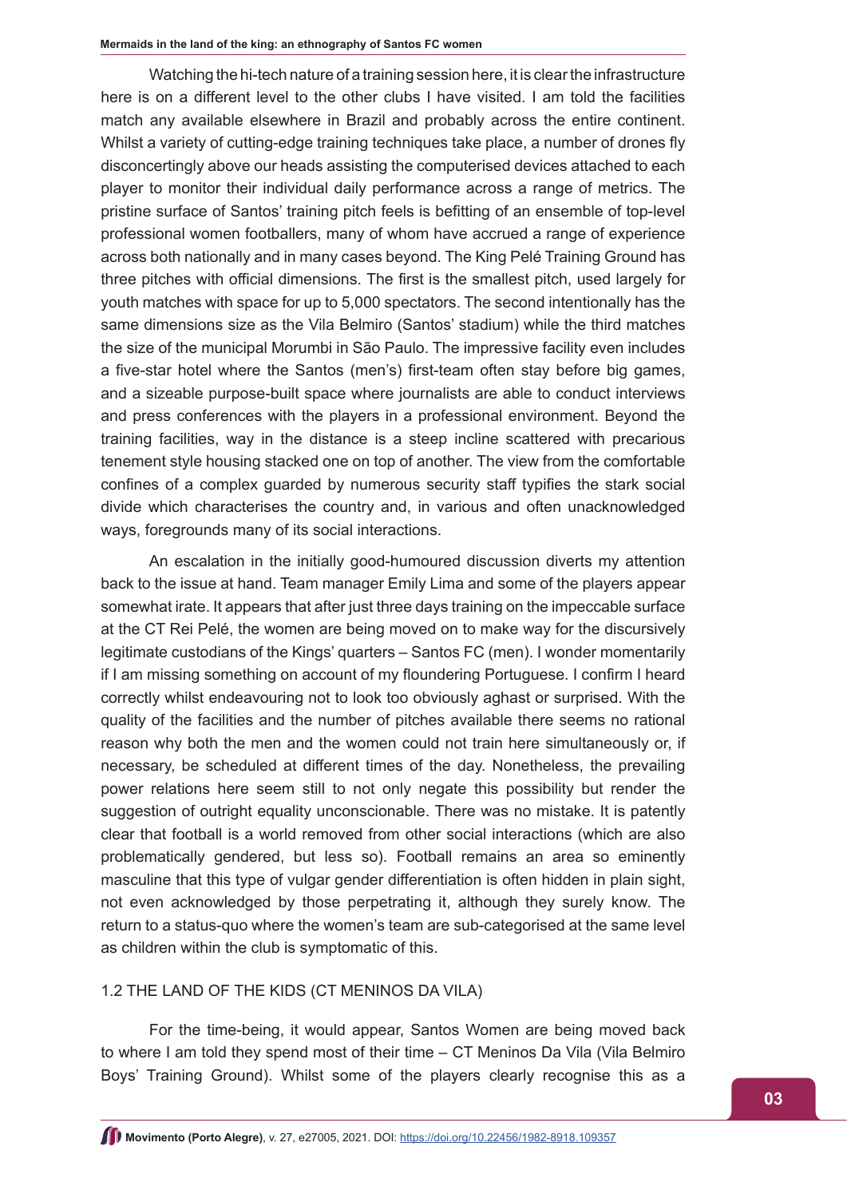Watching the hi-tech nature of a training session here, it is clear the infrastructure here is on a different level to the other clubs I have visited. I am told the facilities match any available elsewhere in Brazil and probably across the entire continent. Whilst a variety of cutting-edge training techniques take place, a number of drones fly disconcertingly above our heads assisting the computerised devices attached to each player to monitor their individual daily performance across a range of metrics. The pristine surface of Santos' training pitch feels is befitting of an ensemble of top-level professional women footballers, many of whom have accrued a range of experience across both nationally and in many cases beyond. The King Pelé Training Ground has three pitches with official dimensions. The first is the smallest pitch, used largely for youth matches with space for up to 5,000 spectators. The second intentionally has the same dimensions size as the Vila Belmiro (Santos' stadium) while the third matches the size of the municipal Morumbi in São Paulo. The impressive facility even includes a five-star hotel where the Santos (men's) first-team often stay before big games, and a sizeable purpose-built space where journalists are able to conduct interviews and press conferences with the players in a professional environment. Beyond the training facilities, way in the distance is a steep incline scattered with precarious tenement style housing stacked one on top of another. The view from the comfortable confines of a complex guarded by numerous security staff typifies the stark social divide which characterises the country and, in various and often unacknowledged ways, foregrounds many of its social interactions.

An escalation in the initially good-humoured discussion diverts my attention back to the issue at hand. Team manager Emily Lima and some of the players appear somewhat irate. It appears that after just three days training on the impeccable surface at the CT Rei Pelé, the women are being moved on to make way for the discursively legitimate custodians of the Kings' quarters – Santos FC (men). I wonder momentarily if I am missing something on account of my floundering Portuguese. I confirm I heard correctly whilst endeavouring not to look too obviously aghast or surprised. With the quality of the facilities and the number of pitches available there seems no rational reason why both the men and the women could not train here simultaneously or, if necessary, be scheduled at different times of the day. Nonetheless, the prevailing power relations here seem still to not only negate this possibility but render the suggestion of outright equality unconscionable. There was no mistake. It is patently clear that football is a world removed from other social interactions (which are also problematically gendered, but less so). Football remains an area so eminently masculine that this type of vulgar gender differentiation is often hidden in plain sight, not even acknowledged by those perpetrating it, although they surely know. The return to a status-quo where the women's team are sub-categorised at the same level as children within the club is symptomatic of this.

### 1.2 THE LAND OF THE KIDS (CT MENINOS DA VILA)

For the time-being, it would appear, Santos Women are being moved back to where I am told they spend most of their time – CT Meninos Da Vila (Vila Belmiro Boys' Training Ground). Whilst some of the players clearly recognise this as a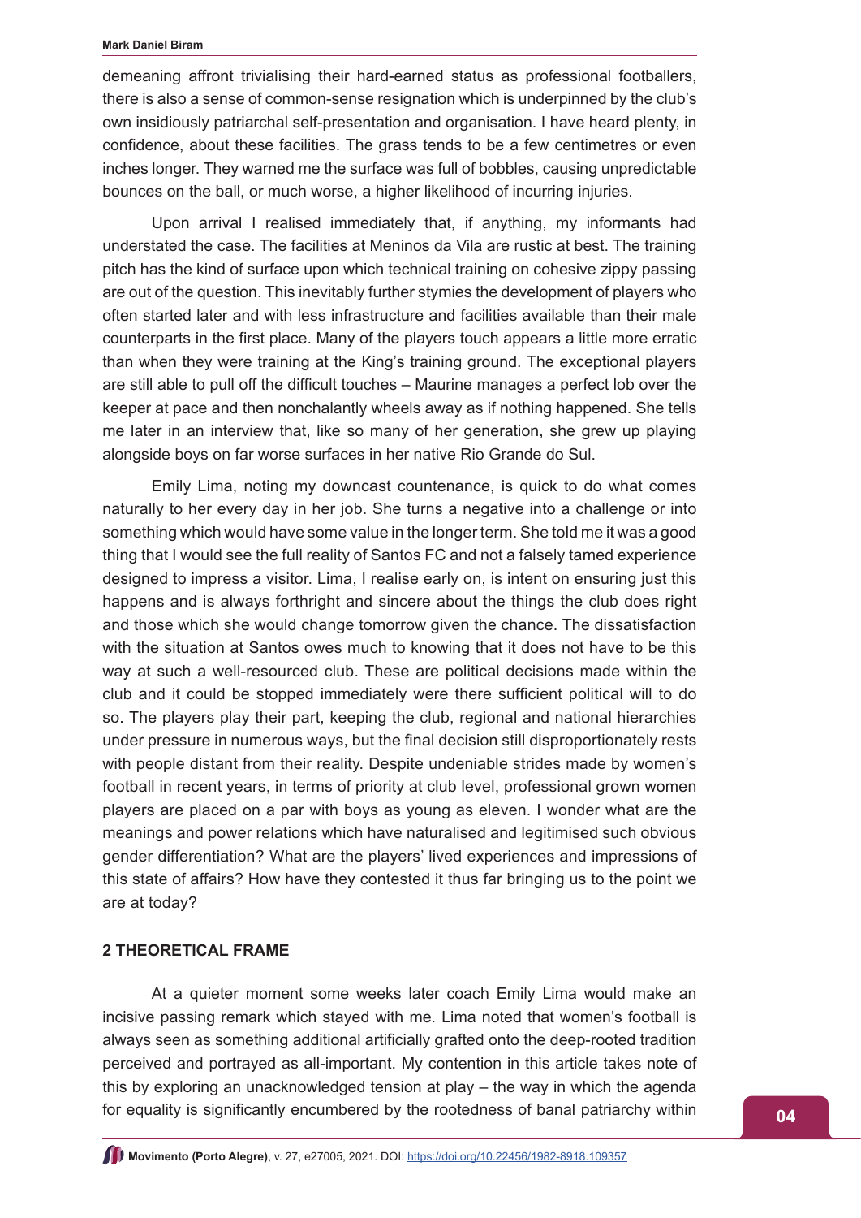demeaning affront trivialising their hard-earned status as professional footballers, there is also a sense of common-sense resignation which is underpinned by the club's own insidiously patriarchal self-presentation and organisation. I have heard plenty, in confidence, about these facilities. The grass tends to be a few centimetres or even inches longer. They warned me the surface was full of bobbles, causing unpredictable bounces on the ball, or much worse, a higher likelihood of incurring injuries.

Upon arrival I realised immediately that, if anything, my informants had understated the case. The facilities at Meninos da Vila are rustic at best. The training pitch has the kind of surface upon which technical training on cohesive zippy passing are out of the question. This inevitably further stymies the development of players who often started later and with less infrastructure and facilities available than their male counterparts in the first place. Many of the players touch appears a little more erratic than when they were training at the King's training ground. The exceptional players are still able to pull off the difficult touches – Maurine manages a perfect lob over the keeper at pace and then nonchalantly wheels away as if nothing happened. She tells me later in an interview that, like so many of her generation, she grew up playing alongside boys on far worse surfaces in her native Rio Grande do Sul.

Emily Lima, noting my downcast countenance, is quick to do what comes naturally to her every day in her job. She turns a negative into a challenge or into something which would have some value in the longer term. She told me it was a good thing that I would see the full reality of Santos FC and not a falsely tamed experience designed to impress a visitor. Lima, I realise early on, is intent on ensuring just this happens and is always forthright and sincere about the things the club does right and those which she would change tomorrow given the chance. The dissatisfaction with the situation at Santos owes much to knowing that it does not have to be this way at such a well-resourced club. These are political decisions made within the club and it could be stopped immediately were there sufficient political will to do so. The players play their part, keeping the club, regional and national hierarchies under pressure in numerous ways, but the final decision still disproportionately rests with people distant from their reality. Despite undeniable strides made by women's football in recent years, in terms of priority at club level, professional grown women players are placed on a par with boys as young as eleven. I wonder what are the meanings and power relations which have naturalised and legitimised such obvious gender differentiation? What are the players' lived experiences and impressions of this state of affairs? How have they contested it thus far bringing us to the point we are at today?

## 2 THEORETICAL FRAME

At a quieter moment some weeks later coach Emily Lima would make an incisive passing remark which stayed with me. Lima noted that women's football is always seen as something additional artificially grafted onto the deep-rooted tradition perceived and portrayed as all-important. My contention in this article takes note of this by exploring an unacknowledged tension at play – the way in which the agenda for equality is significantly encumbered by the rootedness of banal patriarchy within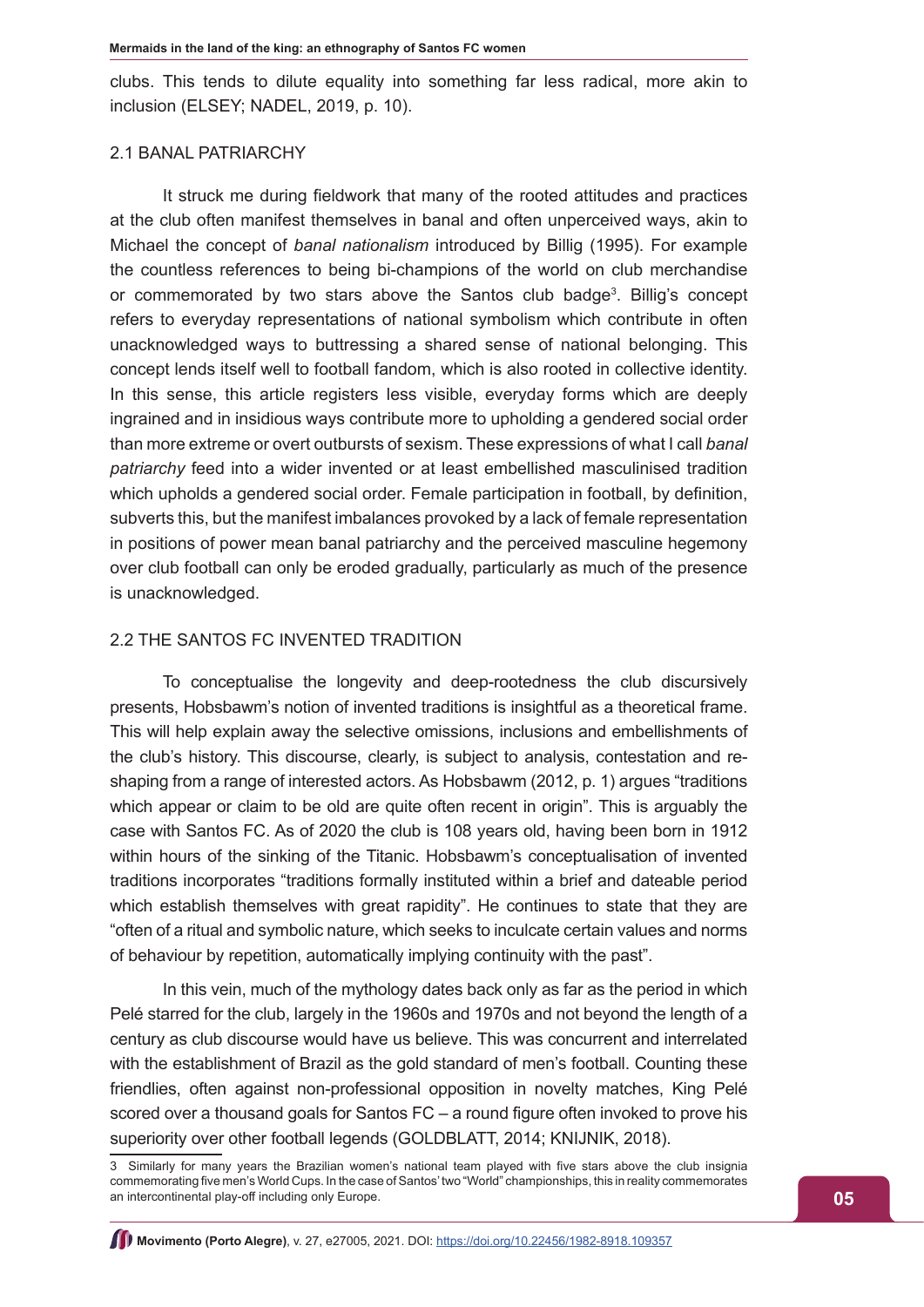clubs. This tends to dilute equality into something far less radical, more akin to inclusion (ELSEY; NADEL, 2019, p. 10).

## 2.1 BANAL PATRIARCHY

It struck me during fieldwork that many of the rooted attitudes and practices at the club often manifest themselves in banal and often unperceived ways, akin to Michael the concept of *banal nationalism* introduced by Billig (1995). For example the countless references to being bi-champions of the world on club merchandise or commemorated by two stars above the Santos club badge[3]. Billig's concept refers to everyday representations of national symbolism which contribute in often unacknowledged ways to buttressing a shared sense of national belonging. This concept lends itself well to football fandom, which is also rooted in collective identity. In this sense, this article registers less visible, everyday forms which are deeply ingrained and in insidious ways contribute more to upholding a gendered social order than more extreme or overt outbursts of sexism. These expressions of what I call *banal patriarchy* feed into a wider invented or at least embellished masculinised tradition which upholds a gendered social order. Female participation in football, by definition, subverts this, but the manifest imbalances provoked by a lack of female representation in positions of power mean banal patriarchy and the perceived masculine hegemony over club football can only be eroded gradually, particularly as much of the presence is unacknowledged.

## 2.2 THE SANTOS FC INVENTED TRADITION

To conceptualise the longevity and deep-rootedness the club discursively presents, Hobsbawm's notion of invented traditions is insightful as a theoretical frame. This will help explain away the selective omissions, inclusions and embellishments of the club's history. This discourse, clearly, is subject to analysis, contestation and re-shaping from a range of interested actors. As Hobsbawm (2012, p. 1) argues "traditions which appear or claim to be old are quite often recent in origin". This is arguably the case with Santos FC. As of 2020 the club is 108 years old, having been born in 1912 within hours of the sinking of the Titanic. Hobsbawm's conceptualisation of invented traditions incorporates "traditions formally instituted within a brief and dateable period which establish themselves with great rapidity". He continues to state that they are "often of a ritual and symbolic nature, which seeks to inculcate certain values and norms of behaviour by repetition, automatically implying continuity with the past".

In this vein, much of the mythology dates back only as far as the period in which Pelé starred for the club, largely in the 1960s and 1970s and not beyond the length of a century as club discourse would have us believe. This was concurrent and interrelated with the establishment of Brazil as the gold standard of men's football. Counting these friendlies, often against non-professional opposition in novelty matches, King Pelé scored over a thousand goals for Santos FC – a round figure often invoked to prove his superiority over other football legends (GOLDBLATT, 2014; KNIJNIK, 2018).

---

[3] Similarly for many years the Brazilian women's national team played with five stars above the club insignia commemorating five men's World Cups. In the case of Santos' two "World" championships, this in reality commemorates an intercontinental play-off including only Europe.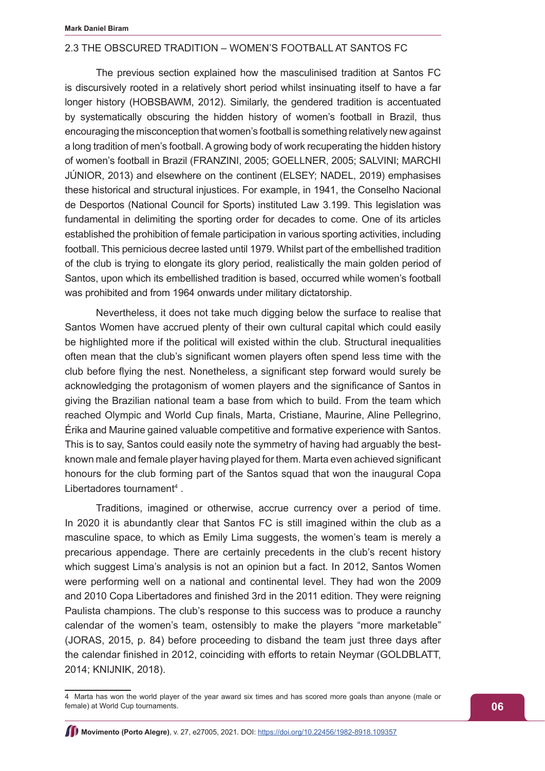## 2.3 THE OBSCURED TRADITION – WOMEN'S FOOTBALL AT SANTOS FC

The previous section explained how the masculinised tradition at Santos FC is discursively rooted in a relatively short period whilst insinuating itself to have a far longer history (HOBSBAWM, 2012). Similarly, the gendered tradition is accentuated by systematically obscuring the hidden history of women's football in Brazil, thus encouraging the misconception that women's football is something relatively new against a long tradition of men's football. A growing body of work recuperating the hidden history of women's football in Brazil (FRANZINI, 2005; GOELLNER, 2005; SALVINI; MARCHI JÚNIOR, 2013) and elsewhere on the continent (ELSEY; NADEL, 2019) emphasises these historical and structural injustices. For example, in 1941, the Conselho Nacional de Desportos (National Council for Sports) instituted Law 3.199. This legislation was fundamental in delimiting the sporting order for decades to come. One of its articles established the prohibition of female participation in various sporting activities, including football. This pernicious decree lasted until 1979. Whilst part of the embellished tradition of the club is trying to elongate its glory period, realistically the main golden period of Santos, upon which its embellished tradition is based, occurred while women's football was prohibited and from 1964 onwards under military dictatorship.

Nevertheless, it does not take much digging below the surface to realise that Santos Women have accrued plenty of their own cultural capital which could easily be highlighted more if the political will existed within the club. Structural inequalities often mean that the club's significant women players often spend less time with the club before flying the nest. Nonetheless, a significant step forward would surely be acknowledging the protagonism of women players and the significance of Santos in giving the Brazilian national team a base from which to build. From the team which reached Olympic and World Cup finals, Marta, Cristiane, Maurine, Aline Pellegrino, Érika and Maurine gained valuable competitive and formative experience with Santos. This is to say, Santos could easily note the symmetry of having had arguably the best-known male and female player having played for them. Marta even achieved significant honours for the club forming part of the Santos squad that won the inaugural Copa Libertadores tournament[4] .

Traditions, imagined or otherwise, accrue currency over a period of time. In 2020 it is abundantly clear that Santos FC is still imagined within the club as a masculine space, to which as Emily Lima suggests, the women's team is merely a precarious appendage. There are certainly precedents in the club's recent history which suggest Lima's analysis is not an opinion but a fact. In 2012, Santos Women were performing well on a national and continental level. They had won the 2009 and 2010 Copa Libertadores and finished 3rd in the 2011 edition. They were reigning Paulista champions. The club's response to this success was to produce a raunchy calendar of the women's team, ostensibly to make the players "more marketable" (JORAS, 2015, p. 84) before proceeding to disband the team just three days after the calendar finished in 2012, coinciding with efforts to retain Neymar (GOLDBLATT, 2014; KNIJNIK, 2018).

---

4 Marta has won the world player of the year award six times and has scored more goals than anyone (male or female) at World Cup tournaments.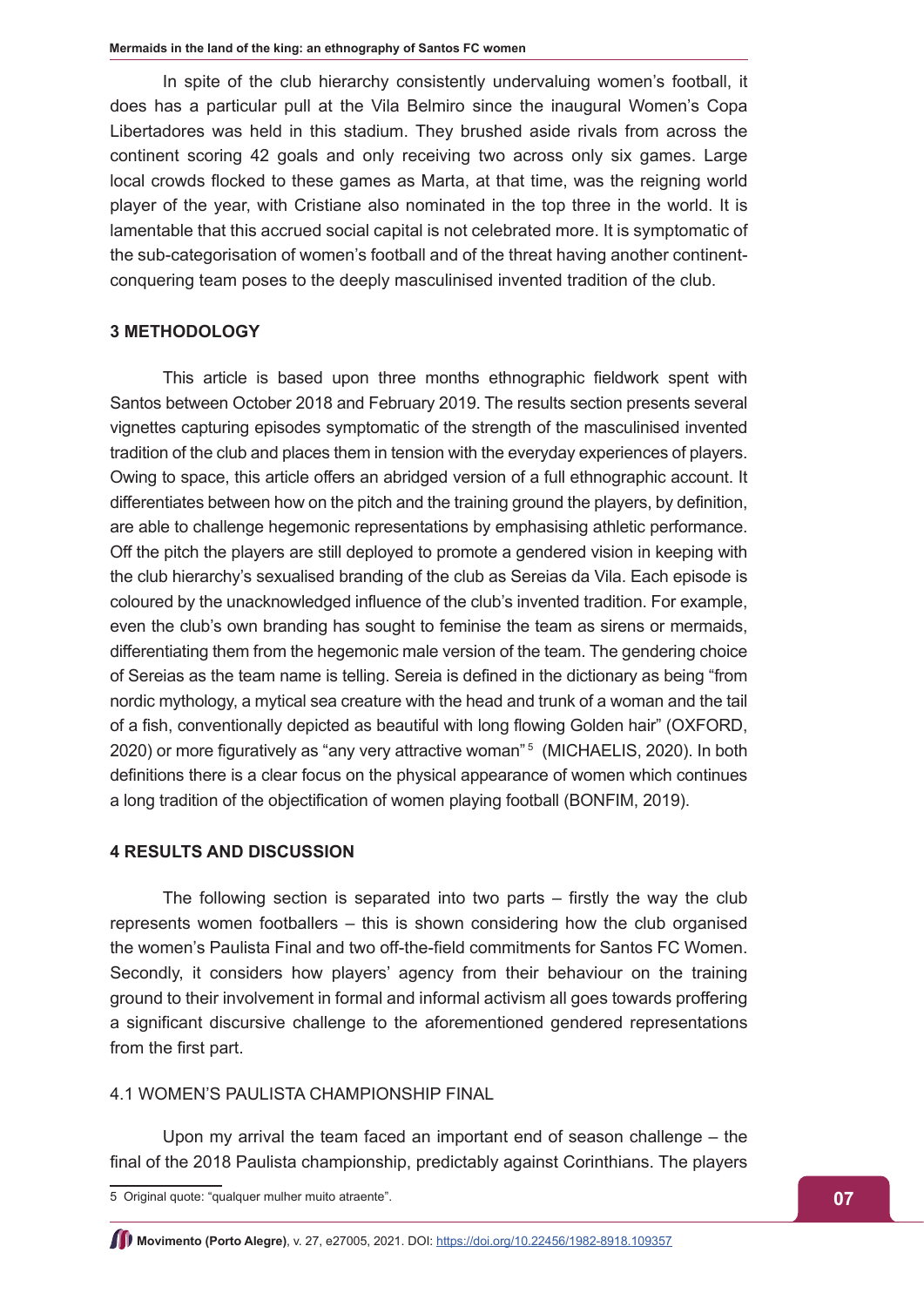In spite of the club hierarchy consistently undervaluing women's football, it does has a particular pull at the Vila Belmiro since the inaugural Women's Copa Libertadores was held in this stadium. They brushed aside rivals from across the continent scoring 42 goals and only receiving two across only six games. Large local crowds flocked to these games as Marta, at that time, was the reigning world player of the year, with Cristiane also nominated in the top three in the world. It is lamentable that this accrued social capital is not celebrated more. It is symptomatic of the sub-categorisation of women's football and of the threat having another continent-conquering team poses to the deeply masculinised invented tradition of the club.

## 3 METHODOLOGY

This article is based upon three months ethnographic fieldwork spent with Santos between October 2018 and February 2019. The results section presents several vignettes capturing episodes symptomatic of the strength of the masculinised invented tradition of the club and places them in tension with the everyday experiences of players. Owing to space, this article offers an abridged version of a full ethnographic account. It differentiates between how on the pitch and the training ground the players, by definition, are able to challenge hegemonic representations by emphasising athletic performance. Off the pitch the players are still deployed to promote a gendered vision in keeping with the club hierarchy's sexualised branding of the club as Sereias da Vila. Each episode is coloured by the unacknowledged influence of the club's invented tradition. For example, even the club's own branding has sought to feminise the team as sirens or mermaids, differentiating them from the hegemonic male version of the team. The gendering choice of Sereias as the team name is telling. Sereia is defined in the dictionary as being "from nordic mythology, a mytical sea creature with the head and trunk of a woman and the tail of a fish, conventionally depicted as beautiful with long flowing Golden hair" (OXFORD, 2020) or more figuratively as "any very attractive woman"[5] (MICHAELIS, 2020). In both definitions there is a clear focus on the physical appearance of women which continues a long tradition of the objectification of women playing football (BONFIM, 2019).

## 4 RESULTS AND DISCUSSION

The following section is separated into two parts – firstly the way the club represents women footballers – this is shown considering how the club organised the women's Paulista Final and two off-the-field commitments for Santos FC Women. Secondly, it considers how players' agency from their behaviour on the training ground to their involvement in formal and informal activism all goes towards proffering a significant discursive challenge to the aforementioned gendered representations from the first part.

### 4.1 WOMEN'S PAULISTA CHAMPIONSHIP FINAL

Upon my arrival the team faced an important end of season challenge – the final of the 2018 Paulista championship, predictably against Corinthians. The players

---

5 Original quote: "qualquer mulher muito atraente".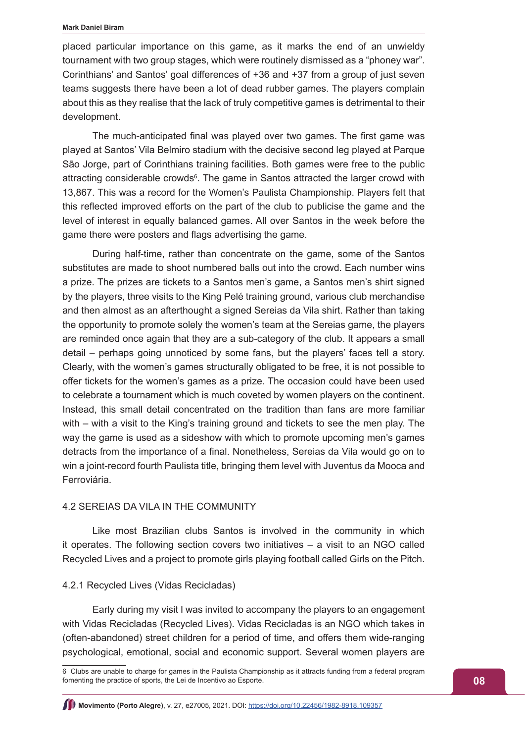placed particular importance on this game, as it marks the end of an unwieldy tournament with two group stages, which were routinely dismissed as a "phoney war". Corinthians' and Santos' goal differences of +36 and +37 from a group of just seven teams suggests there have been a lot of dead rubber games. The players complain about this as they realise that the lack of truly competitive games is detrimental to their development.

The much-anticipated final was played over two games. The first game was played at Santos' Vila Belmiro stadium with the decisive second leg played at Parque São Jorge, part of Corinthians training facilities. Both games were free to the public attracting considerable crowds[6]. The game in Santos attracted the larger crowd with 13,867. This was a record for the Women's Paulista Championship. Players felt that this reflected improved efforts on the part of the club to publicise the game and the level of interest in equally balanced games. All over Santos in the week before the game there were posters and flags advertising the game.

During half-time, rather than concentrate on the game, some of the Santos substitutes are made to shoot numbered balls out into the crowd. Each number wins a prize. The prizes are tickets to a Santos men's game, a Santos men's shirt signed by the players, three visits to the King Pelé training ground, various club merchandise and then almost as an afterthought a signed Sereias da Vila shirt. Rather than taking the opportunity to promote solely the women's team at the Sereias game, the players are reminded once again that they are a sub-category of the club. It appears a small detail – perhaps going unnoticed by some fans, but the players' faces tell a story. Clearly, with the women's games structurally obligated to be free, it is not possible to offer tickets for the women's games as a prize. The occasion could have been used to celebrate a tournament which is much coveted by women players on the continent. Instead, this small detail concentrated on the tradition than fans are more familiar with – with a visit to the King's training ground and tickets to see the men play. The way the game is used as a sideshow with which to promote upcoming men's games detracts from the importance of a final. Nonetheless, Sereias da Vila would go on to win a joint-record fourth Paulista title, bringing them level with Juventus da Mooca and Ferroviária.

## 4.2 SEREIAS DA VILA IN THE COMMUNITY

Like most Brazilian clubs Santos is involved in the community in which it operates. The following section covers two initiatives – a visit to an NGO called Recycled Lives and a project to promote girls playing football called Girls on the Pitch.

### 4.2.1 Recycled Lives (Vidas Recicladas)

Early during my visit I was invited to accompany the players to an engagement with Vidas Recicladas (Recycled Lives). Vidas Recicladas is an NGO which takes in (often-abandoned) street children for a period of time, and offers them wide-ranging psychological, emotional, social and economic support. Several women players are

---

6 Clubs are unable to charge for games in the Paulista Championship as it attracts funding from a federal program fomenting the practice of sports, the Lei de Incentivo ao Esporte.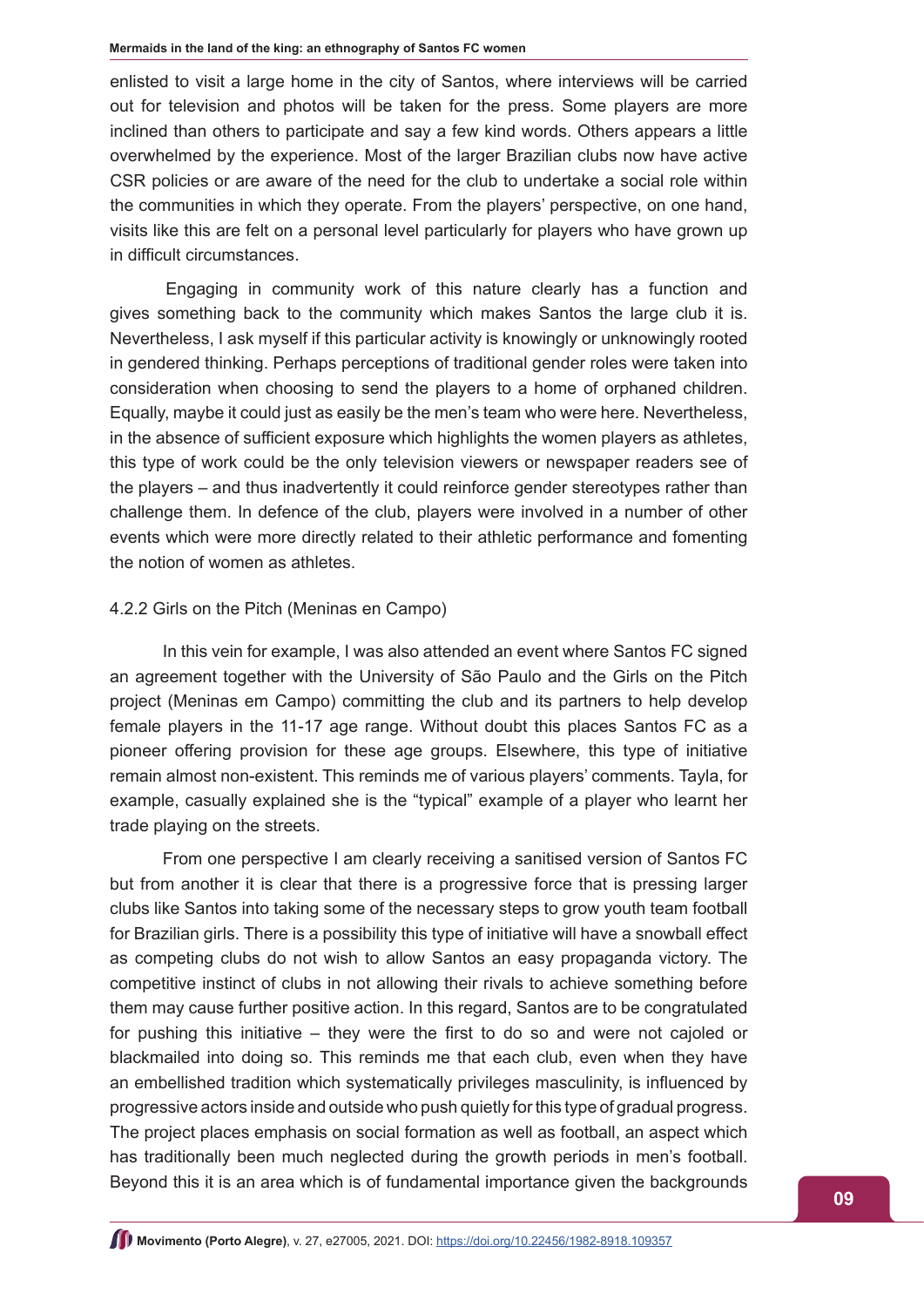enlisted to visit a large home in the city of Santos, where interviews will be carried out for television and photos will be taken for the press. Some players are more inclined than others to participate and say a few kind words. Others appears a little overwhelmed by the experience. Most of the larger Brazilian clubs now have active CSR policies or are aware of the need for the club to undertake a social role within the communities in which they operate. From the players' perspective, on one hand, visits like this are felt on a personal level particularly for players who have grown up in difficult circumstances.

Engaging in community work of this nature clearly has a function and gives something back to the community which makes Santos the large club it is. Nevertheless, I ask myself if this particular activity is knowingly or unknowingly rooted in gendered thinking. Perhaps perceptions of traditional gender roles were taken into consideration when choosing to send the players to a home of orphaned children. Equally, maybe it could just as easily be the men's team who were here. Nevertheless, in the absence of sufficient exposure which highlights the women players as athletes, this type of work could be the only television viewers or newspaper readers see of the players – and thus inadvertently it could reinforce gender stereotypes rather than challenge them. In defence of the club, players were involved in a number of other events which were more directly related to their athletic performance and fomenting the notion of women as athletes.

4.2.2 Girls on the Pitch (Meninas en Campo)

In this vein for example, I was also attended an event where Santos FC signed an agreement together with the University of São Paulo and the Girls on the Pitch project (Meninas em Campo) committing the club and its partners to help develop female players in the 11-17 age range. Without doubt this places Santos FC as a pioneer offering provision for these age groups. Elsewhere, this type of initiative remain almost non-existent. This reminds me of various players' comments. Tayla, for example, casually explained she is the "typical" example of a player who learnt her trade playing on the streets.

From one perspective I am clearly receiving a sanitised version of Santos FC but from another it is clear that there is a progressive force that is pressing larger clubs like Santos into taking some of the necessary steps to grow youth team football for Brazilian girls. There is a possibility this type of initiative will have a snowball effect as competing clubs do not wish to allow Santos an easy propaganda victory. The competitive instinct of clubs in not allowing their rivals to achieve something before them may cause further positive action. In this regard, Santos are to be congratulated for pushing this initiative – they were the first to do so and were not cajoled or blackmailed into doing so. This reminds me that each club, even when they have an embellished tradition which systematically privileges masculinity, is influenced by progressive actors inside and outside who push quietly for this type of gradual progress. The project places emphasis on social formation as well as football, an aspect which has traditionally been much neglected during the growth periods in men's football. Beyond this it is an area which is of fundamental importance given the backgrounds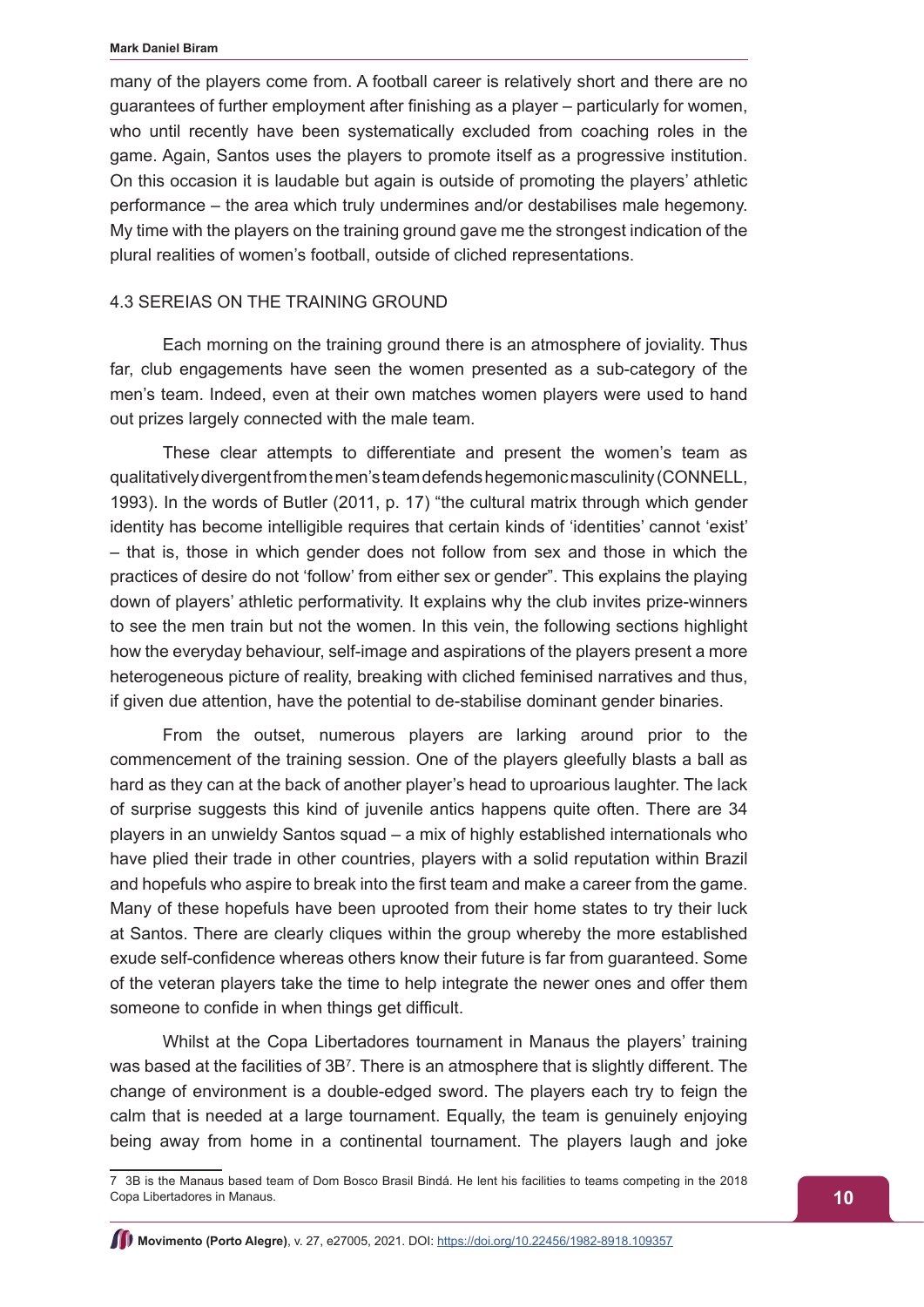many of the players come from. A football career is relatively short and there are no guarantees of further employment after finishing as a player – particularly for women, who until recently have been systematically excluded from coaching roles in the game. Again, Santos uses the players to promote itself as a progressive institution. On this occasion it is laudable but again is outside of promoting the players' athletic performance – the area which truly undermines and/or destabilises male hegemony. My time with the players on the training ground gave me the strongest indication of the plural realities of women's football, outside of cliched representations.

### 4.3 SEREIAS ON THE TRAINING GROUND

Each morning on the training ground there is an atmosphere of joviality. Thus far, club engagements have seen the women presented as a sub-category of the men's team. Indeed, even at their own matches women players were used to hand out prizes largely connected with the male team.

These clear attempts to differentiate and present the women's team as qualitatively divergent from the men's team defends hegemonic masculinity (CONNELL, 1993). In the words of Butler (2011, p. 17) "the cultural matrix through which gender identity has become intelligible requires that certain kinds of 'identities' cannot 'exist' – that is, those in which gender does not follow from sex and those in which the practices of desire do not 'follow' from either sex or gender". This explains the playing down of players' athletic performativity. It explains why the club invites prize-winners to see the men train but not the women. In this vein, the following sections highlight how the everyday behaviour, self-image and aspirations of the players present a more heterogeneous picture of reality, breaking with cliched feminised narratives and thus, if given due attention, have the potential to de-stabilise dominant gender binaries.

From the outset, numerous players are larking around prior to the commencement of the training session. One of the players gleefully blasts a ball as hard as they can at the back of another player's head to uproarious laughter. The lack of surprise suggests this kind of juvenile antics happens quite often. There are 34 players in an unwieldy Santos squad – a mix of highly established internationals who have plied their trade in other countries, players with a solid reputation within Brazil and hopefuls who aspire to break into the first team and make a career from the game. Many of these hopefuls have been uprooted from their home states to try their luck at Santos. There are clearly cliques within the group whereby the more established exude self-confidence whereas others know their future is far from guaranteed. Some of the veteran players take the time to help integrate the newer ones and offer them someone to confide in when things get difficult.

Whilst at the Copa Libertadores tournament in Manaus the players' training was based at the facilities of 3B[7]. There is an atmosphere that is slightly different. The change of environment is a double-edged sword. The players each try to feign the calm that is needed at a large tournament. Equally, the team is genuinely enjoying being away from home in a continental tournament. The players laugh and joke

---

7 3B is the Manaus based team of Dom Bosco Brasil Bindá. He lent his facilities to teams competing in the 2018 Copa Libertadores in Manaus.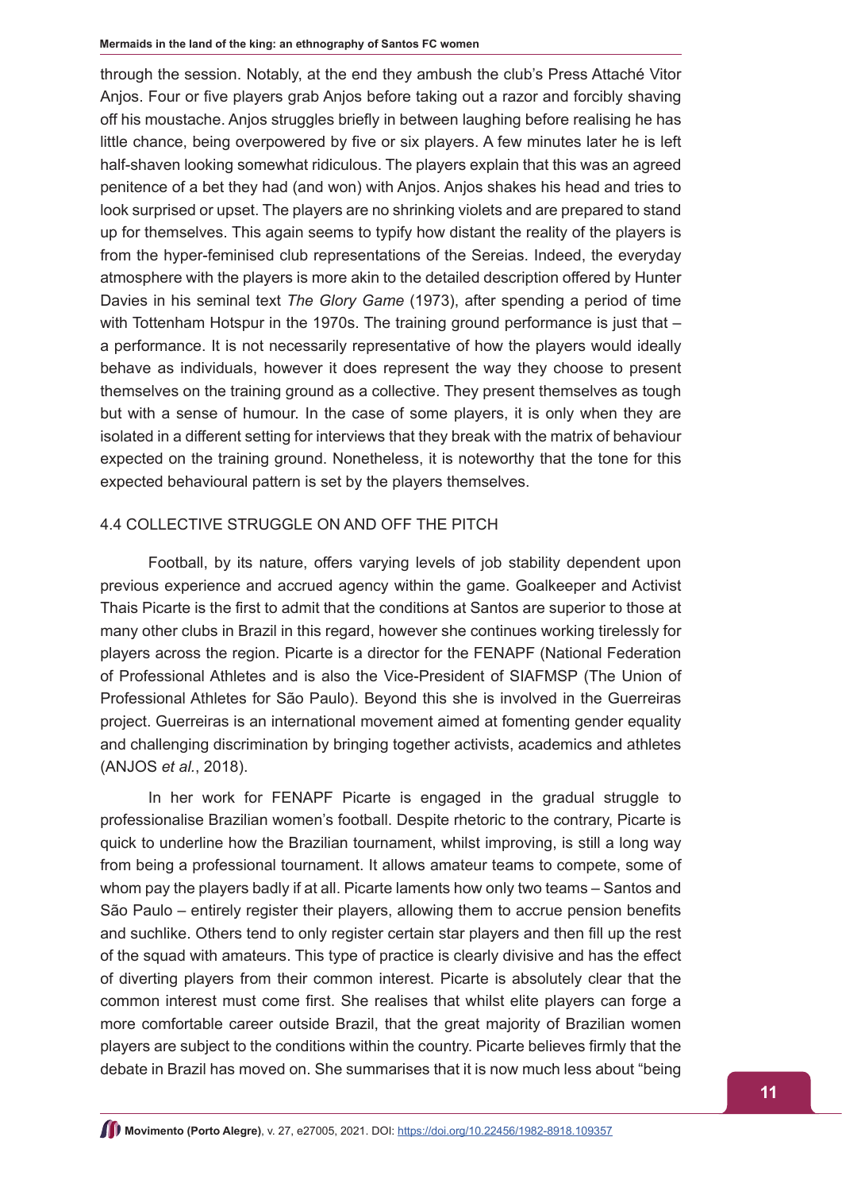through the session. Notably, at the end they ambush the club's Press Attaché Vitor Anjos. Four or five players grab Anjos before taking out a razor and forcibly shaving off his moustache. Anjos struggles briefly in between laughing before realising he has little chance, being overpowered by five or six players. A few minutes later he is left half-shaven looking somewhat ridiculous. The players explain that this was an agreed penitence of a bet they had (and won) with Anjos. Anjos shakes his head and tries to look surprised or upset. The players are no shrinking violets and are prepared to stand up for themselves. This again seems to typify how distant the reality of the players is from the hyper-feminised club representations of the Sereias. Indeed, the everyday atmosphere with the players is more akin to the detailed description offered by Hunter Davies in his seminal text *The Glory Game* (1973), after spending a period of time with Tottenham Hotspur in the 1970s. The training ground performance is just that – a performance. It is not necessarily representative of how the players would ideally behave as individuals, however it does represent the way they choose to present themselves on the training ground as a collective. They present themselves as tough but with a sense of humour. In the case of some players, it is only when they are isolated in a different setting for interviews that they break with the matrix of behaviour expected on the training ground. Nonetheless, it is noteworthy that the tone for this expected behavioural pattern is set by the players themselves.

## 4.4 COLLECTIVE STRUGGLE ON AND OFF THE PITCH

Football, by its nature, offers varying levels of job stability dependent upon previous experience and accrued agency within the game. Goalkeeper and Activist Thais Picarte is the first to admit that the conditions at Santos are superior to those at many other clubs in Brazil in this regard, however she continues working tirelessly for players across the region. Picarte is a director for the FENAPF (National Federation of Professional Athletes and is also the Vice-President of SIAFMSP (The Union of Professional Athletes for São Paulo). Beyond this she is involved in the Guerreiras project. Guerreiras is an international movement aimed at fomenting gender equality and challenging discrimination by bringing together activists, academics and athletes (ANJOS *et al.*, 2018).

In her work for FENAPF Picarte is engaged in the gradual struggle to professionalise Brazilian women's football. Despite rhetoric to the contrary, Picarte is quick to underline how the Brazilian tournament, whilst improving, is still a long way from being a professional tournament. It allows amateur teams to compete, some of whom pay the players badly if at all. Picarte laments how only two teams – Santos and São Paulo – entirely register their players, allowing them to accrue pension benefits and suchlike. Others tend to only register certain star players and then fill up the rest of the squad with amateurs. This type of practice is clearly divisive and has the effect of diverting players from their common interest. Picarte is absolutely clear that the common interest must come first. She realises that whilst elite players can forge a more comfortable career outside Brazil, that the great majority of Brazilian women players are subject to the conditions within the country. Picarte believes firmly that the debate in Brazil has moved on. She summarises that it is now much less about "being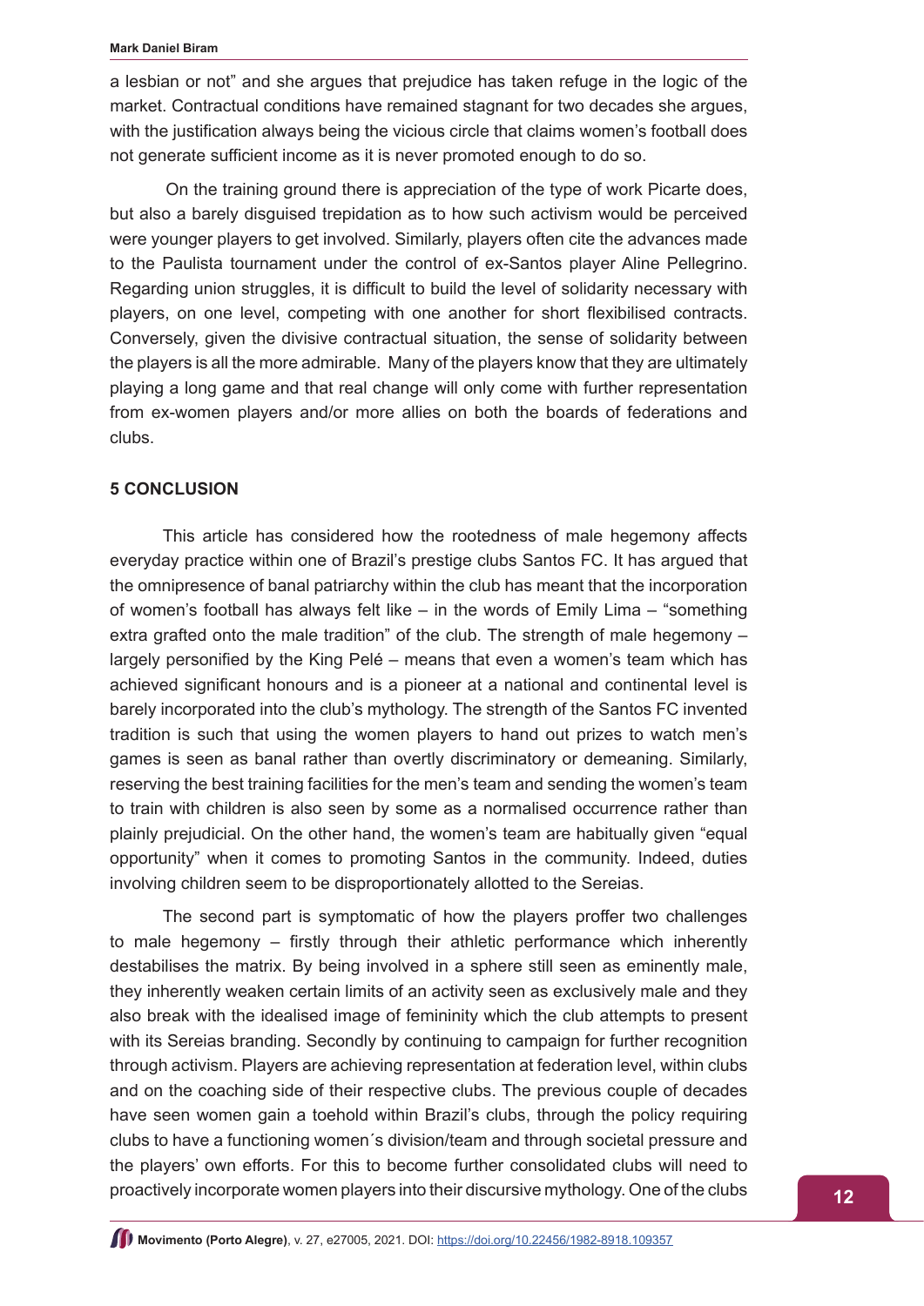a lesbian or not" and she argues that prejudice has taken refuge in the logic of the market. Contractual conditions have remained stagnant for two decades she argues, with the justification always being the vicious circle that claims women's football does not generate sufficient income as it is never promoted enough to do so.

On the training ground there is appreciation of the type of work Picarte does, but also a barely disguised trepidation as to how such activism would be perceived were younger players to get involved. Similarly, players often cite the advances made to the Paulista tournament under the control of ex-Santos player Aline Pellegrino. Regarding union struggles, it is difficult to build the level of solidarity necessary with players, on one level, competing with one another for short flexibilised contracts. Conversely, given the divisive contractual situation, the sense of solidarity between the players is all the more admirable. Many of the players know that they are ultimately playing a long game and that real change will only come with further representation from ex-women players and/or more allies on both the boards of federations and clubs.

## 5 CONCLUSION

This article has considered how the rootedness of male hegemony affects everyday practice within one of Brazil's prestige clubs Santos FC. It has argued that the omnipresence of banal patriarchy within the club has meant that the incorporation of women's football has always felt like – in the words of Emily Lima – "something extra grafted onto the male tradition" of the club. The strength of male hegemony – largely personified by the King Pelé – means that even a women's team which has achieved significant honours and is a pioneer at a national and continental level is barely incorporated into the club's mythology. The strength of the Santos FC invented tradition is such that using the women players to hand out prizes to watch men's games is seen as banal rather than overtly discriminatory or demeaning. Similarly, reserving the best training facilities for the men's team and sending the women's team to train with children is also seen by some as a normalised occurrence rather than plainly prejudicial. On the other hand, the women's team are habitually given "equal opportunity" when it comes to promoting Santos in the community. Indeed, duties involving children seem to be disproportionately allotted to the Sereias.

The second part is symptomatic of how the players proffer two challenges to male hegemony – firstly through their athletic performance which inherently destabilises the matrix. By being involved in a sphere still seen as eminently male, they inherently weaken certain limits of an activity seen as exclusively male and they also break with the idealised image of femininity which the club attempts to present with its Sereias branding. Secondly by continuing to campaign for further recognition through activism. Players are achieving representation at federation level, within clubs and on the coaching side of their respective clubs. The previous couple of decades have seen women gain a toehold within Brazil's clubs, through the policy requiring clubs to have a functioning women´s division/team and through societal pressure and the players' own efforts. For this to become further consolidated clubs will need to proactively incorporate women players into their discursive mythology. One of the clubs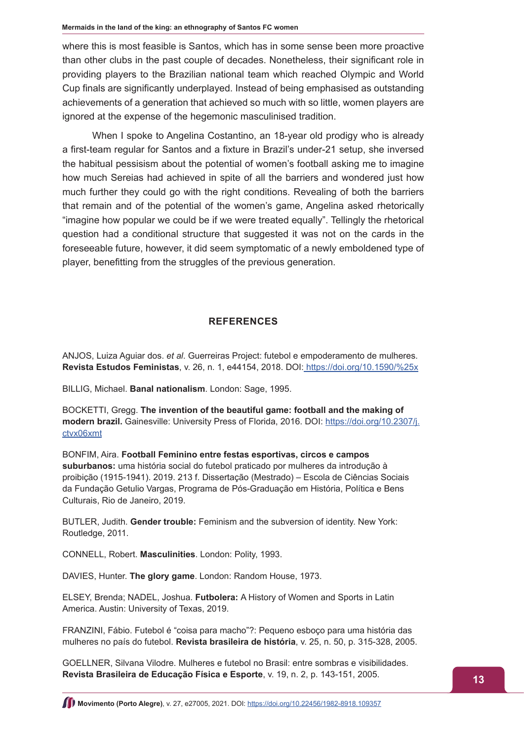where this is most feasible is Santos, which has in some sense been more proactive than other clubs in the past couple of decades. Nonetheless, their significant role in providing players to the Brazilian national team which reached Olympic and World Cup finals are significantly underplayed. Instead of being emphasised as outstanding achievements of a generation that achieved so much with so little, women players are ignored at the expense of the hegemonic masculinised tradition.

When I spoke to Angelina Costantino, an 18-year old prodigy who is already a first-team regular for Santos and a fixture in Brazil's under-21 setup, she inversed the habitual pessisism about the potential of women's football asking me to imagine how much Sereias had achieved in spite of all the barriers and wondered just how much further they could go with the right conditions. Revealing of both the barriers that remain and of the potential of the women's game, Angelina asked rhetorically "imagine how popular we could be if we were treated equally". Tellingly the rhetorical question had a conditional structure that suggested it was not on the cards in the foreseeable future, however, it did seem symptomatic of a newly emboldened type of player, benefitting from the struggles of the previous generation.

## REFERENCES

ANJOS, Luiza Aguiar dos. *et al*. Guerreiras Project: futebol e empoderamento de mulheres. **Revista Estudos Feministas**, v. 26, n. 1, e44154, 2018. DOI: https://doi.org/10.1590/%25x

BILLIG, Michael. **Banal nationalism**. London: Sage, 1995.

BOCKETTI, Gregg. **The invention of the beautiful game: football and the making of modern brazil.** Gainesville: University Press of Florida, 2016. DOI: https://doi.org/10.2307/j.ctvx06xmt

BONFIM, Aira. **Football Feminino entre festas esportivas, circos e campos suburbanos:** uma história social do futebol praticado por mulheres da introdução à proibição (1915-1941). 2019. 213 f. Dissertação (Mestrado) – Escola de Ciências Sociais da Fundação Getulio Vargas, Programa de Pós-Graduação em História, Política e Bens Culturais, Rio de Janeiro, 2019.

BUTLER, Judith. **Gender trouble:** Feminism and the subversion of identity. New York: Routledge, 2011.

CONNELL, Robert. **Masculinities**. London: Polity, 1993.

DAVIES, Hunter. **The glory game**. London: Random House, 1973.

ELSEY, Brenda; NADEL, Joshua. **Futbolera:** A History of Women and Sports in Latin America. Austin: University of Texas, 2019.

FRANZINI, Fábio. Futebol é "coisa para macho"?: Pequeno esboço para uma história das mulheres no país do futebol. **Revista brasileira de história**, v. 25, n. 50, p. 315-328, 2005.

GOELLNER, Silvana Vilodre. Mulheres e futebol no Brasil: entre sombras e visibilidades. **Revista Brasileira de Educação Física e Esporte**, v. 19, n. 2, p. 143-151, 2005.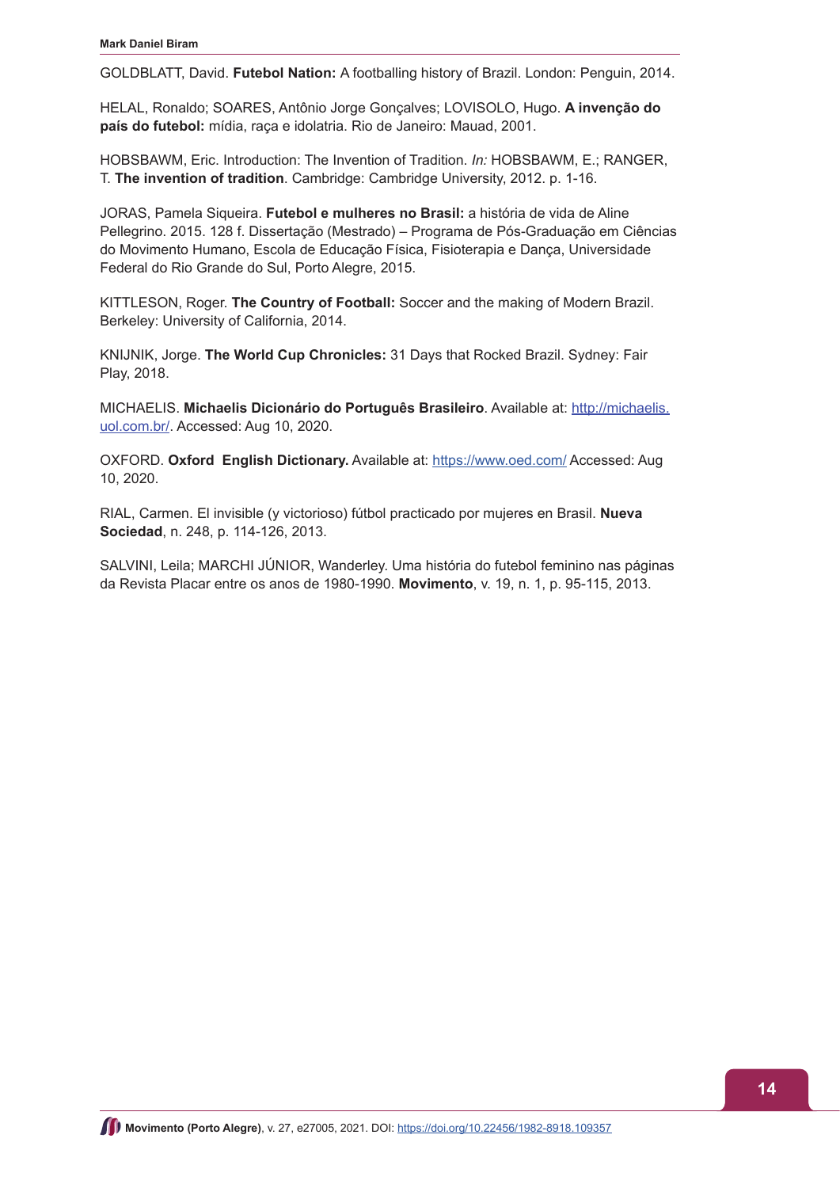GOLDBLATT, David. **Futebol Nation:** A footballing history of Brazil. London: Penguin, 2014.

HELAL, Ronaldo; SOARES, Antônio Jorge Gonçalves; LOVISOLO, Hugo. **A invenção do país do futebol:** mídia, raça e idolatria. Rio de Janeiro: Mauad, 2001.

HOBSBAWM, Eric. Introduction: The Invention of Tradition. *In:* HOBSBAWM, E.; RANGER, T. **The invention of tradition**. Cambridge: Cambridge University, 2012. p. 1-16.

JORAS, Pamela Siqueira. **Futebol e mulheres no Brasil:** a história de vida de Aline Pellegrino. 2015. 128 f. Dissertação (Mestrado) – Programa de Pós-Graduação em Ciências do Movimento Humano, Escola de Educação Física, Fisioterapia e Dança, Universidade Federal do Rio Grande do Sul, Porto Alegre, 2015.

KITTLESON, Roger. **The Country of Football:** Soccer and the making of Modern Brazil. Berkeley: University of California, 2014.

KNIJNIK, Jorge. **The World Cup Chronicles:** 31 Days that Rocked Brazil. Sydney: Fair Play, 2018.

MICHAELIS. **Michaelis Dicionário do Português Brasileiro**. Available at: http://michaelis.uol.com.br/. Accessed: Aug 10, 2020.

OXFORD. **Oxford English Dictionary.** Available at: https://www.oed.com/ Accessed: Aug 10, 2020.

RIAL, Carmen. El invisible (y victorioso) fútbol practicado por mujeres en Brasil. **Nueva Sociedad**, n. 248, p. 114-126, 2013.

SALVINI, Leila; MARCHI JÚNIOR, Wanderley. Uma história do futebol feminino nas páginas da Revista Placar entre os anos de 1980-1990. **Movimento**, v. 19, n. 1, p. 95-115, 2013.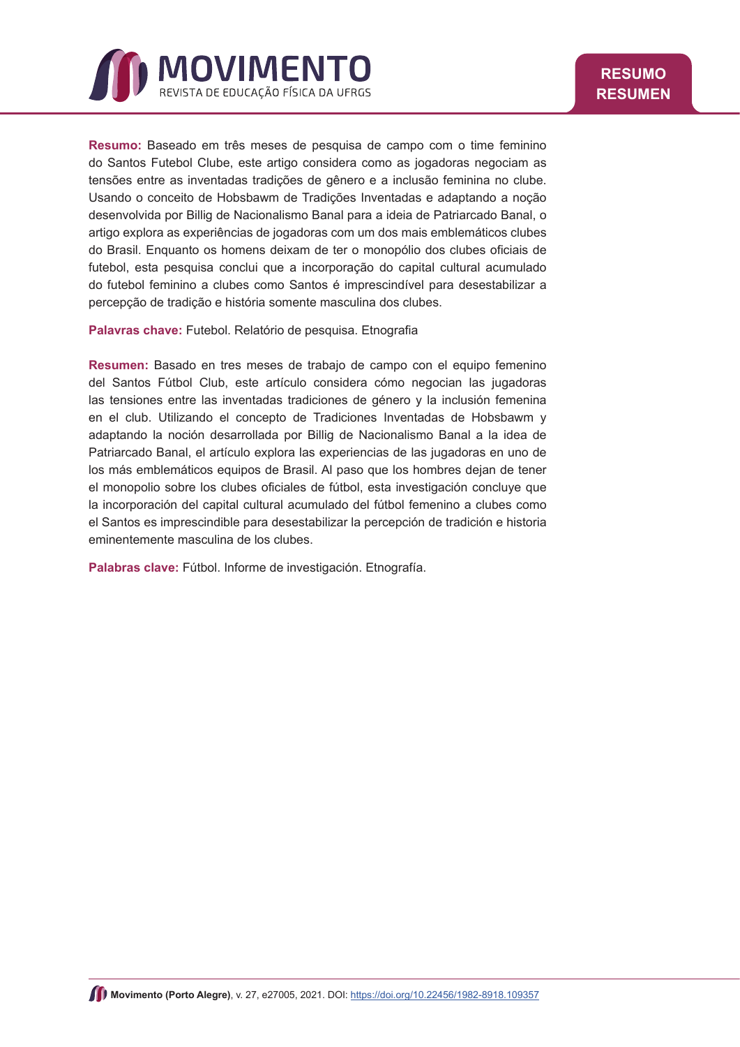**Resumo:** Baseado em três meses de pesquisa de campo com o time feminino do Santos Futebol Clube, este artigo considera como as jogadoras negociam as tensões entre as inventadas tradições de gênero e a inclusão feminina no clube. Usando o conceito de Hobsbawm de Tradições Inventadas e adaptando a noção desenvolvida por Billig de Nacionalismo Banal para a ideia de Patriarcado Banal, o artigo explora as experiências de jogadoras com um dos mais emblemáticos clubes do Brasil. Enquanto os homens deixam de ter o monopólio dos clubes oficiais de futebol, esta pesquisa conclui que a incorporação do capital cultural acumulado do futebol feminino a clubes como Santos é imprescindível para desestabilizar a percepção de tradição e história somente masculina dos clubes.

**Palavras chave:** Futebol. Relatório de pesquisa. Etnografia

**Resumen:** Basado en tres meses de trabajo de campo con el equipo femenino del Santos Fútbol Club, este artículo considera cómo negocian las jugadoras las tensiones entre las inventadas tradiciones de género y la inclusión femenina en el club. Utilizando el concepto de Tradiciones Inventadas de Hobsbawm y adaptando la noción desarrollada por Billig de Nacionalismo Banal a la idea de Patriarcado Banal, el artículo explora las experiencias de las jugadoras en uno de los más emblemáticos equipos de Brasil. Al paso que los hombres dejan de tener el monopolio sobre los clubes oficiales de fútbol, esta investigación concluye que la incorporación del capital cultural acumulado del fútbol femenino a clubes como el Santos es imprescindible para desestabilizar la percepción de tradición e historia eminentemente masculina de los clubes.

**Palabras clave:** Fútbol. Informe de investigación. Etnografía.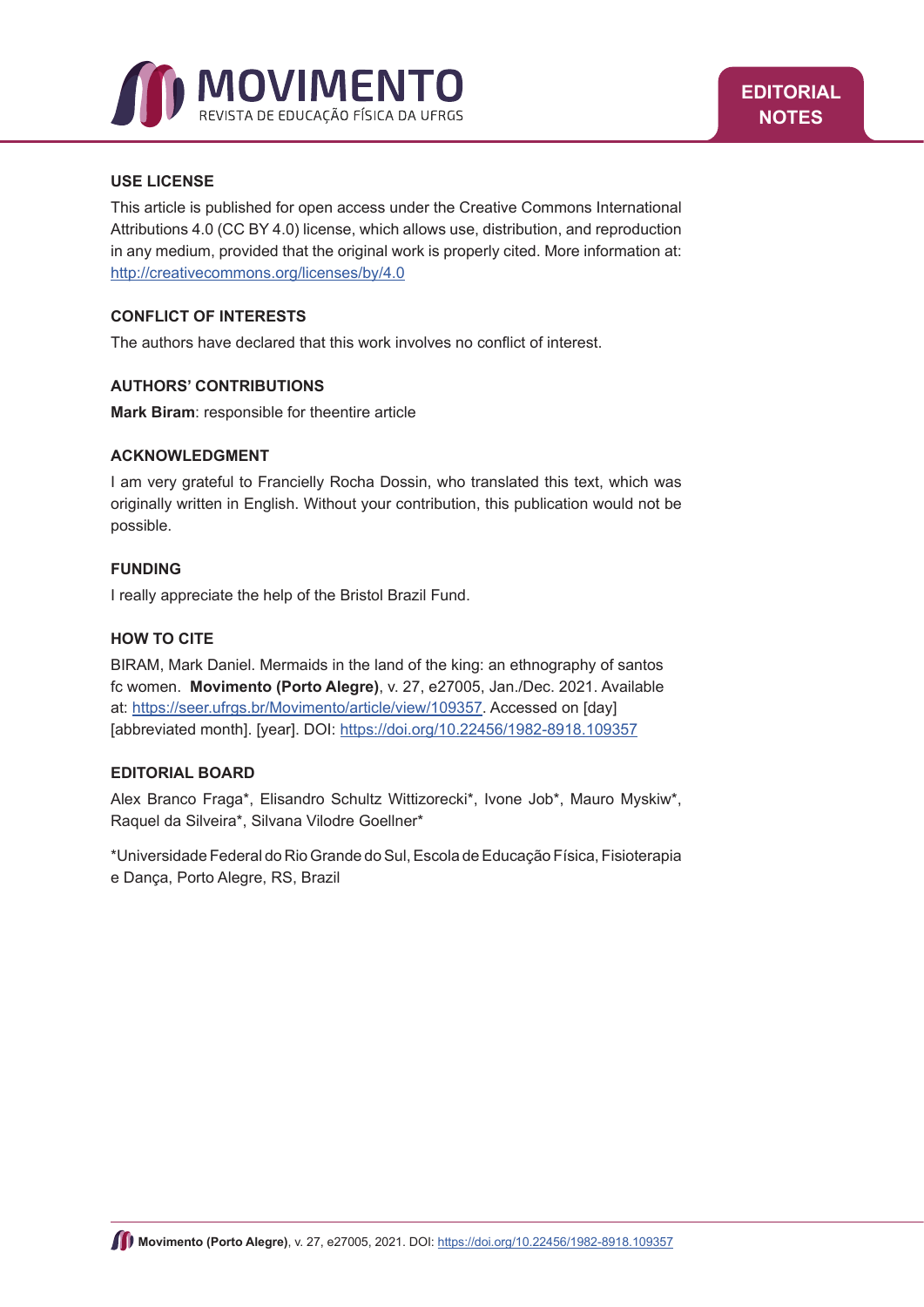## USE LICENSE

This article is published for open access under the Creative Commons International Attributions 4.0 (CC BY 4.0) license, which allows use, distribution, and reproduction in any medium, provided that the original work is properly cited. More information at: http://creativecommons.org/licenses/by/4.0

## CONFLICT OF INTERESTS

The authors have declared that this work involves no conflict of interest.

## AUTHORS' CONTRIBUTIONS

**Mark Biram**: responsible for theentire article

## ACKNOWLEDGMENT

I am very grateful to Francielly Rocha Dossin, who translated this text, which was originally written in English. Without your contribution, this publication would not be possible.

## FUNDING

I really appreciate the help of the Bristol Brazil Fund.

## HOW TO CITE

BIRAM, Mark Daniel. Mermaids in the land of the king: an ethnography of santos fc women. **Movimento (Porto Alegre)**, v. 27, e27005, Jan./Dec. 2021. Available at: https://seer.ufrgs.br/Movimento/article/view/109357. Accessed on [day] [abbreviated month]. [year]. DOI: https://doi.org/10.22456/1982-8918.109357

## EDITORIAL BOARD

Alex Branco Fraga*, Elisandro Schultz Wittizorecki*, Ivone Job*, Mauro Myskiw*, Raquel da Silveira*, Silvana Vilodre Goellner*

*Universidade Federal do Rio Grande do Sul, Escola de Educação Física, Fisioterapia e Dança, Porto Alegre, RS, Brazil